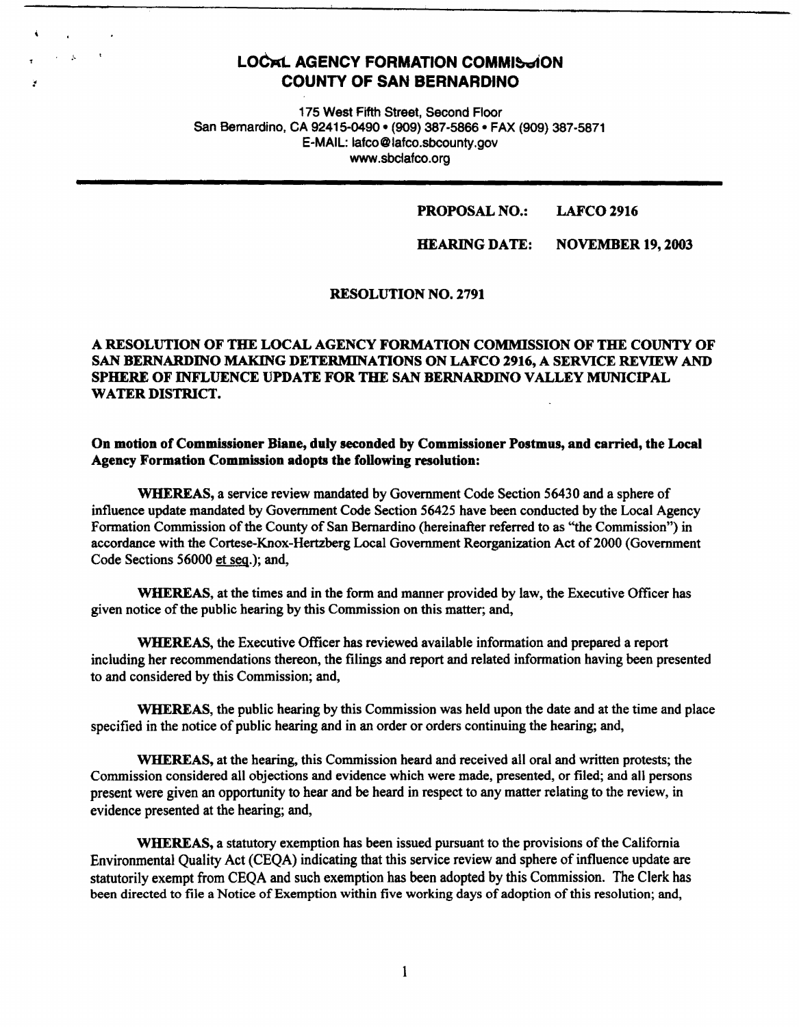# LOCAL AGENCY FORMATION COMMISSION
# COUNTY OF SAN BERNARDINO

175 West Fifth Street, Second Floor
San Bernardino, CA 92415-0490 • (909) 387-5866 • FAX (909) 387-5871
E-MAIL: lafco@lafco.sbcounty.gov
www.sbclafco.org

**PROPOSAL NO.: LAFCO 2916**

**HEARING DATE: NOVEMBER 19, 2003**

## RESOLUTION NO. 2791

**A RESOLUTION OF THE LOCAL AGENCY FORMATION COMMISSION OF THE COUNTY OF SAN BERNARDINO MAKING DETERMINATIONS ON LAFCO 2916, A SERVICE REVIEW AND SPHERE OF INFLUENCE UPDATE FOR THE SAN BERNARDINO VALLEY MUNICIPAL WATER DISTRICT.**

**On motion of Commissioner Biane, duly seconded by Commissioner Postmus, and carried, the Local Agency Formation Commission adopts the following resolution:**

**WHEREAS,** a service review mandated by Government Code Section 56430 and a sphere of influence update mandated by Government Code Section 56425 have been conducted by the Local Agency Formation Commission of the County of San Bernardino (hereinafter referred to as "the Commission") in accordance with the Cortese-Knox-Hertzberg Local Government Reorganization Act of 2000 (Government Code Sections 56000 et seq.); and,

**WHEREAS,** at the times and in the form and manner provided by law, the Executive Officer has given notice of the public hearing by this Commission on this matter; and,

**WHEREAS,** the Executive Officer has reviewed available information and prepared a report including her recommendations thereon, the filings and report and related information having been presented to and considered by this Commission; and,

**WHEREAS,** the public hearing by this Commission was held upon the date and at the time and place specified in the notice of public hearing and in an order or orders continuing the hearing; and,

**WHEREAS,** at the hearing, this Commission heard and received all oral and written protests; the Commission considered all objections and evidence which were made, presented, or filed; and all persons present were given an opportunity to hear and be heard in respect to any matter relating to the review, in evidence presented at the hearing; and,

**WHEREAS,** a statutory exemption has been issued pursuant to the provisions of the California Environmental Quality Act (CEQA) indicating that this service review and sphere of influence update are statutorily exempt from CEQA and such exemption has been adopted by this Commission. The Clerk has been directed to file a Notice of Exemption within five working days of adoption of this resolution; and,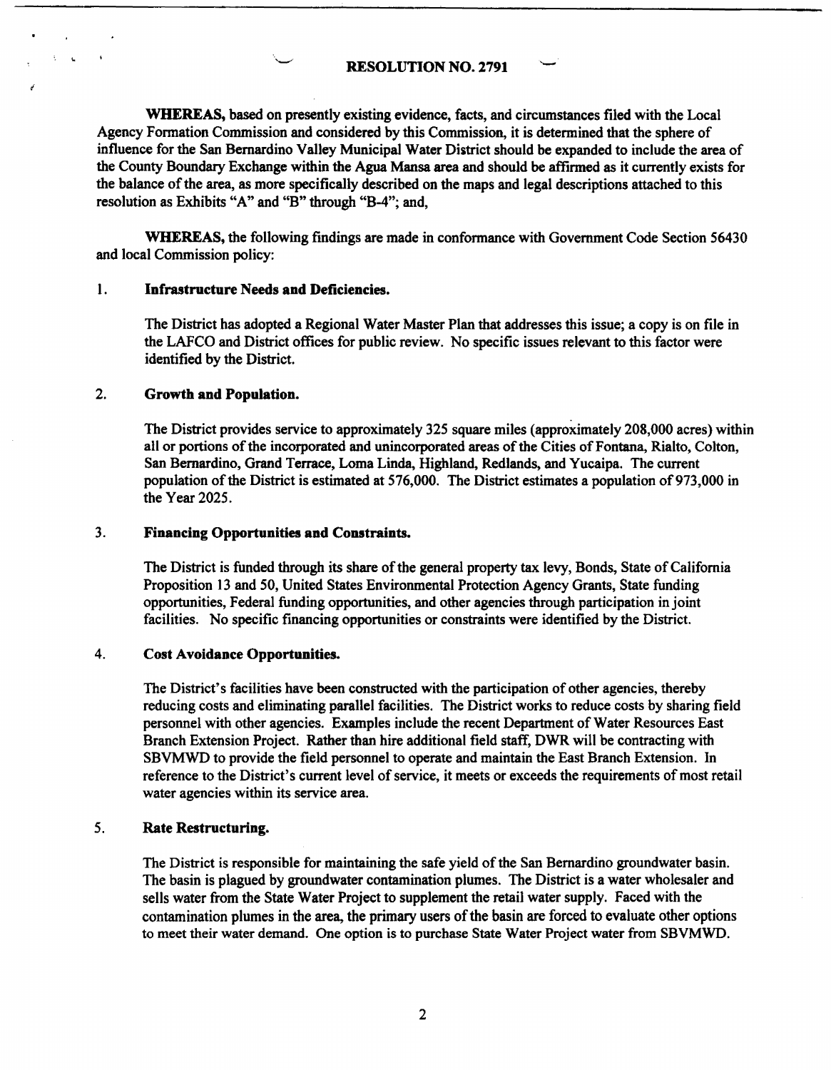**RESOLUTION NO. 2791**

**WHEREAS,** based on presently existing evidence, facts, and circumstances filed with the Local Agency Formation Commission and considered by this Commission, it is determined that the sphere of influence for the San Bernardino Valley Municipal Water District should be expanded to include the area of the County Boundary Exchange within the Agua Mansa area and should be affirmed as it currently exists for the balance of the area, as more specifically described on the maps and legal descriptions attached to this resolution as Exhibits "A" and "B" through "B-4"; and,

**WHEREAS,** the following findings are made in conformance with Government Code Section 56430 and local Commission policy:

1. **Infrastructure Needs and Deficiencies.**

   The District has adopted a Regional Water Master Plan that addresses this issue; a copy is on file in the LAFCO and District offices for public review. No specific issues relevant to this factor were identified by the District.

2. **Growth and Population.**

   The District provides service to approximately 325 square miles (approximately 208,000 acres) within all or portions of the incorporated and unincorporated areas of the Cities of Fontana, Rialto, Colton, San Bernardino, Grand Terrace, Loma Linda, Highland, Redlands, and Yucaipa. The current population of the District is estimated at 576,000. The District estimates a population of 973,000 in the Year 2025.

3. **Financing Opportunities and Constraints.**

   The District is funded through its share of the general property tax levy, Bonds, State of California Proposition 13 and 50, United States Environmental Protection Agency Grants, State funding opportunities, Federal funding opportunities, and other agencies through participation in joint facilities. No specific financing opportunities or constraints were identified by the District.

4. **Cost Avoidance Opportunities.**

   The District's facilities have been constructed with the participation of other agencies, thereby reducing costs and eliminating parallel facilities. The District works to reduce costs by sharing field personnel with other agencies. Examples include the recent Department of Water Resources East Branch Extension Project. Rather than hire additional field staff, DWR will be contracting with SBVMWD to provide the field personnel to operate and maintain the East Branch Extension. In reference to the District's current level of service, it meets or exceeds the requirements of most retail water agencies within its service area.

5. **Rate Restructuring.**

   The District is responsible for maintaining the safe yield of the San Bernardino groundwater basin. The basin is plagued by groundwater contamination plumes. The District is a water wholesaler and sells water from the State Water Project to supplement the retail water supply. Faced with the contamination plumes in the area, the primary users of the basin are forced to evaluate other options to meet their water demand. One option is to purchase State Water Project water from SBVMWD.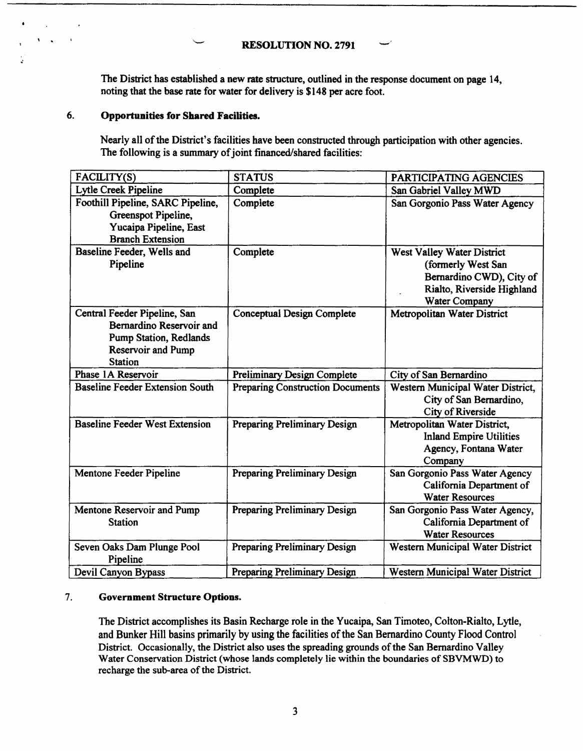**RESOLUTION NO. 2791**

The District has established a new rate structure, outlined in the response document on page 14, noting that the base rate for water for delivery is $148 per acre foot.

6. **Opportunities for Shared Facilities.**

Nearly all of the District's facilities have been constructed through participation with other agencies. The following is a summary of joint financed/shared facilities:

| FACILITY(S) | STATUS | PARTICIPATING AGENCIES |
|---|---|---|
| Lytle Creek Pipeline | Complete | San Gabriel Valley MWD |
| Foothill Pipeline, SARC Pipeline, Greenspot Pipeline, Yucaipa Pipeline, East Branch Extension | Complete | San Gorgonio Pass Water Agency |
| Baseline Feeder, Wells and Pipeline | Complete | West Valley Water District (formerly West San Bernardino CWD), City of Rialto, Riverside Highland Water Company |
| Central Feeder Pipeline, San Bernardino Reservoir and Pump Station, Redlands Reservoir and Pump Station | Conceptual Design Complete | Metropolitan Water District |
| Phase 1A Reservoir | Preliminary Design Complete | City of San Bernardino |
| Baseline Feeder Extension South | Preparing Construction Documents | Western Municipal Water District, City of San Bernardino, City of Riverside |
| Baseline Feeder West Extension | Preparing Preliminary Design | Metropolitan Water District, Inland Empire Utilities Agency, Fontana Water Company |
| Mentone Feeder Pipeline | Preparing Preliminary Design | San Gorgonio Pass Water Agency California Department of Water Resources |
| Mentone Reservoir and Pump Station | Preparing Preliminary Design | San Gorgonio Pass Water Agency, California Department of Water Resources |
| Seven Oaks Dam Plunge Pool Pipeline | Preparing Preliminary Design | Western Municipal Water District |
| Devil Canyon Bypass | Preparing Preliminary Design | Western Municipal Water District |

7. **Government Structure Options.**

The District accomplishes its Basin Recharge role in the Yucaipa, San Timoteo, Colton-Rialto, Lytle, and Bunker Hill basins primarily by using the facilities of the San Bernardino County Flood Control District. Occasionally, the District also uses the spreading grounds of the San Bernardino Valley Water Conservation District (whose lands completely lie within the boundaries of SBVMWD) to recharge the sub-area of the District.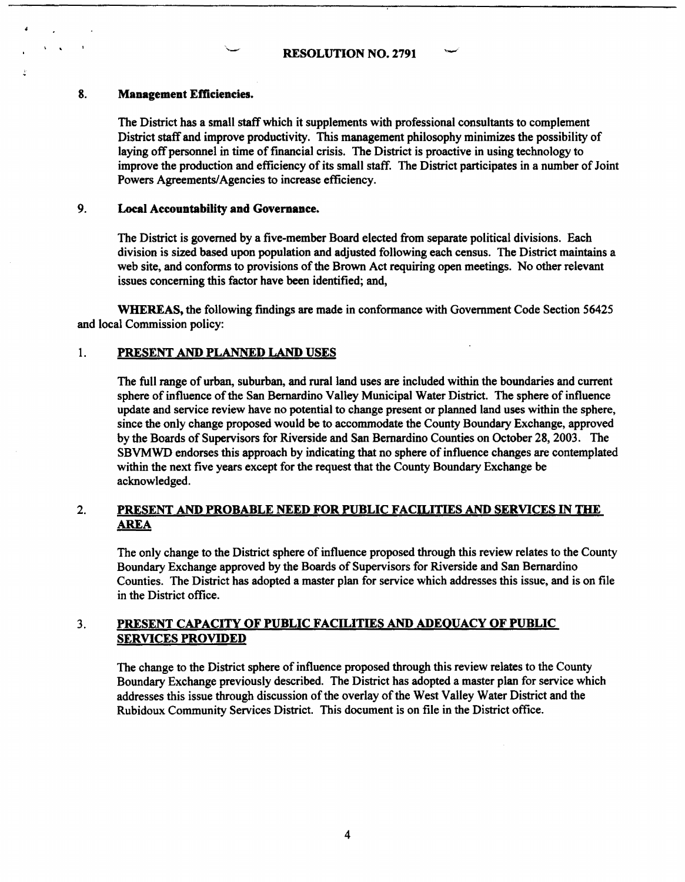RESOLUTION NO. 2791

8. **Management Efficiencies.**

The District has a small staff which it supplements with professional consultants to complement District staff and improve productivity. This management philosophy minimizes the possibility of laying off personnel in time of financial crisis. The District is proactive in using technology to improve the production and efficiency of its small staff. The District participates in a number of Joint Powers Agreements/Agencies to increase efficiency.

9. **Local Accountability and Governance.**

The District is governed by a five-member Board elected from separate political divisions. Each division is sized based upon population and adjusted following each census. The District maintains a web site, and conforms to provisions of the Brown Act requiring open meetings. No other relevant issues concerning this factor have been identified; and,

**WHEREAS,** the following findings are made in conformance with Government Code Section 56425 and local Commission policy:

1. **PRESENT AND PLANNED LAND USES**

The full range of urban, suburban, and rural land uses are included within the boundaries and current sphere of influence of the San Bernardino Valley Municipal Water District. The sphere of influence update and service review have no potential to change present or planned land uses within the sphere, since the only change proposed would be to accommodate the County Boundary Exchange, approved by the Boards of Supervisors for Riverside and San Bernardino Counties on October 28, 2003. The SBVMWD endorses this approach by indicating that no sphere of influence changes are contemplated within the next five years except for the request that the County Boundary Exchange be acknowledged.

2. **PRESENT AND PROBABLE NEED FOR PUBLIC FACILITIES AND SERVICES IN THE AREA**

The only change to the District sphere of influence proposed through this review relates to the County Boundary Exchange approved by the Boards of Supervisors for Riverside and San Bernardino Counties. The District has adopted a master plan for service which addresses this issue, and is on file in the District office.

3. **PRESENT CAPACITY OF PUBLIC FACILITIES AND ADEQUACY OF PUBLIC SERVICES PROVIDED**

The change to the District sphere of influence proposed through this review relates to the County Boundary Exchange previously described. The District has adopted a master plan for service which addresses this issue through discussion of the overlay of the West Valley Water District and the Rubidoux Community Services District. This document is on file in the District office.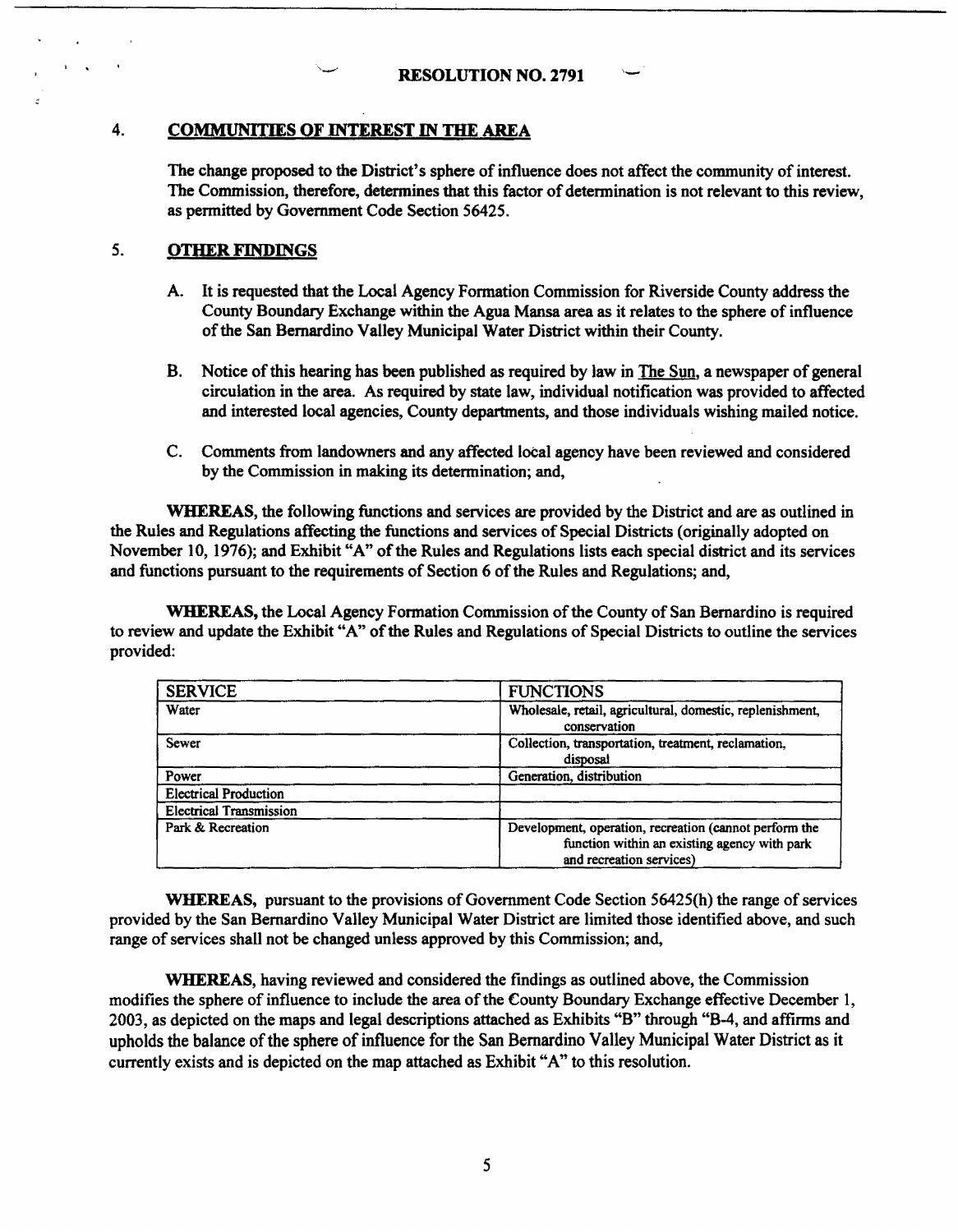**RESOLUTION NO. 2791**

4. **COMMUNITIES OF INTEREST IN THE AREA**

   The change proposed to the District's sphere of influence does not affect the community of interest. The Commission, therefore, determines that this factor of determination is not relevant to this review, as permitted by Government Code Section 56425.

5. **OTHER FINDINGS**

   A. It is requested that the Local Agency Formation Commission for Riverside County address the County Boundary Exchange within the Agua Mansa area as it relates to the sphere of influence of the San Bernardino Valley Municipal Water District within their County.

   B. Notice of this hearing has been published as required by law in The Sun, a newspaper of general circulation in the area. As required by state law, individual notification was provided to affected and interested local agencies, County departments, and those individuals wishing mailed notice.

   C. Comments from landowners and any affected local agency have been reviewed and considered by the Commission in making its determination; and,

**WHEREAS,** the following functions and services are provided by the District and are as outlined in the Rules and Regulations affecting the functions and services of Special Districts (originally adopted on November 10, 1976); and Exhibit "A" of the Rules and Regulations lists each special district and its services and functions pursuant to the requirements of Section 6 of the Rules and Regulations; and,

**WHEREAS,** the Local Agency Formation Commission of the County of San Bernardino is required to review and update the Exhibit "A" of the Rules and Regulations of Special Districts to outline the services provided:

| SERVICE | FUNCTIONS |
|---|---|
| Water | Wholesale, retail, agricultural, domestic, replenishment, conservation |
| Sewer | Collection, transportation, treatment, reclamation, disposal |
| Power | Generation, distribution |
| Electrical Production | |
| Electrical Transmission | |
| Park & Recreation | Development, operation, recreation (cannot perform the function within an existing agency with park and recreation services) |

**WHEREAS,** pursuant to the provisions of Government Code Section 56425(h) the range of services provided by the San Bernardino Valley Municipal Water District are limited those identified above, and such range of services shall not be changed unless approved by this Commission; and,

**WHEREAS,** having reviewed and considered the findings as outlined above, the Commission modifies the sphere of influence to include the area of the County Boundary Exchange effective December 1, 2003, as depicted on the maps and legal descriptions attached as Exhibits "B" through "B-4, and affirms and upholds the balance of the sphere of influence for the San Bernardino Valley Municipal Water District as it currently exists and is depicted on the map attached as Exhibit "A" to this resolution.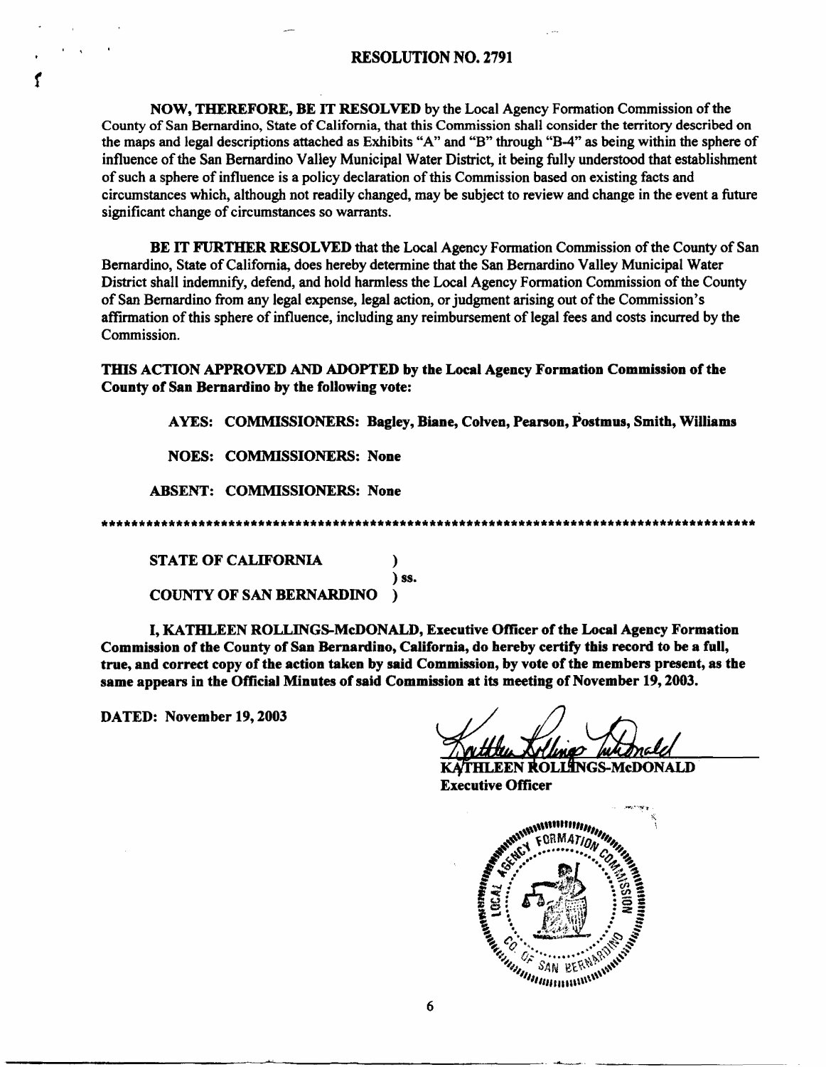## RESOLUTION NO. 2791

**NOW, THEREFORE, BE IT RESOLVED** by the Local Agency Formation Commission of the County of San Bernardino, State of California, that this Commission shall consider the territory described on the maps and legal descriptions attached as Exhibits "A" and "B" through "B-4" as being within the sphere of influence of the San Bernardino Valley Municipal Water District, it being fully understood that establishment of such a sphere of influence is a policy declaration of this Commission based on existing facts and circumstances which, although not readily changed, may be subject to review and change in the event a future significant change of circumstances so warrants.

**BE IT FURTHER RESOLVED** that the Local Agency Formation Commission of the County of San Bernardino, State of California, does hereby determine that the San Bernardino Valley Municipal Water District shall indemnify, defend, and hold harmless the Local Agency Formation Commission of the County of San Bernardino from any legal expense, legal action, or judgment arising out of the Commission's affirmation of this sphere of influence, including any reimbursement of legal fees and costs incurred by the Commission.

**THIS ACTION APPROVED AND ADOPTED by the Local Agency Formation Commission of the County of San Bernardino by the following vote:**

**AYES: COMMISSIONERS: Bagley, Biane, Colven, Pearson, Postmus, Smith, Williams**

**NOES: COMMISSIONERS: None**

**ABSENT: COMMISSIONERS: None**

**********************************************************************************************

**STATE OF CALIFORNIA )**
**) ss.**
**COUNTY OF SAN BERNARDINO )**

**I, KATHLEEN ROLLINGS-McDONALD, Executive Officer of the Local Agency Formation Commission of the County of San Bernardino, California, do hereby certify this record to be a full, true, and correct copy of the action taken by said Commission, by vote of the members present, as the same appears in the Official Minutes of said Commission at its meeting of November 19, 2003.**

**DATED: November 19, 2003**

**KATHLEEN ROLLINGS-McDONALD**
**Executive Officer**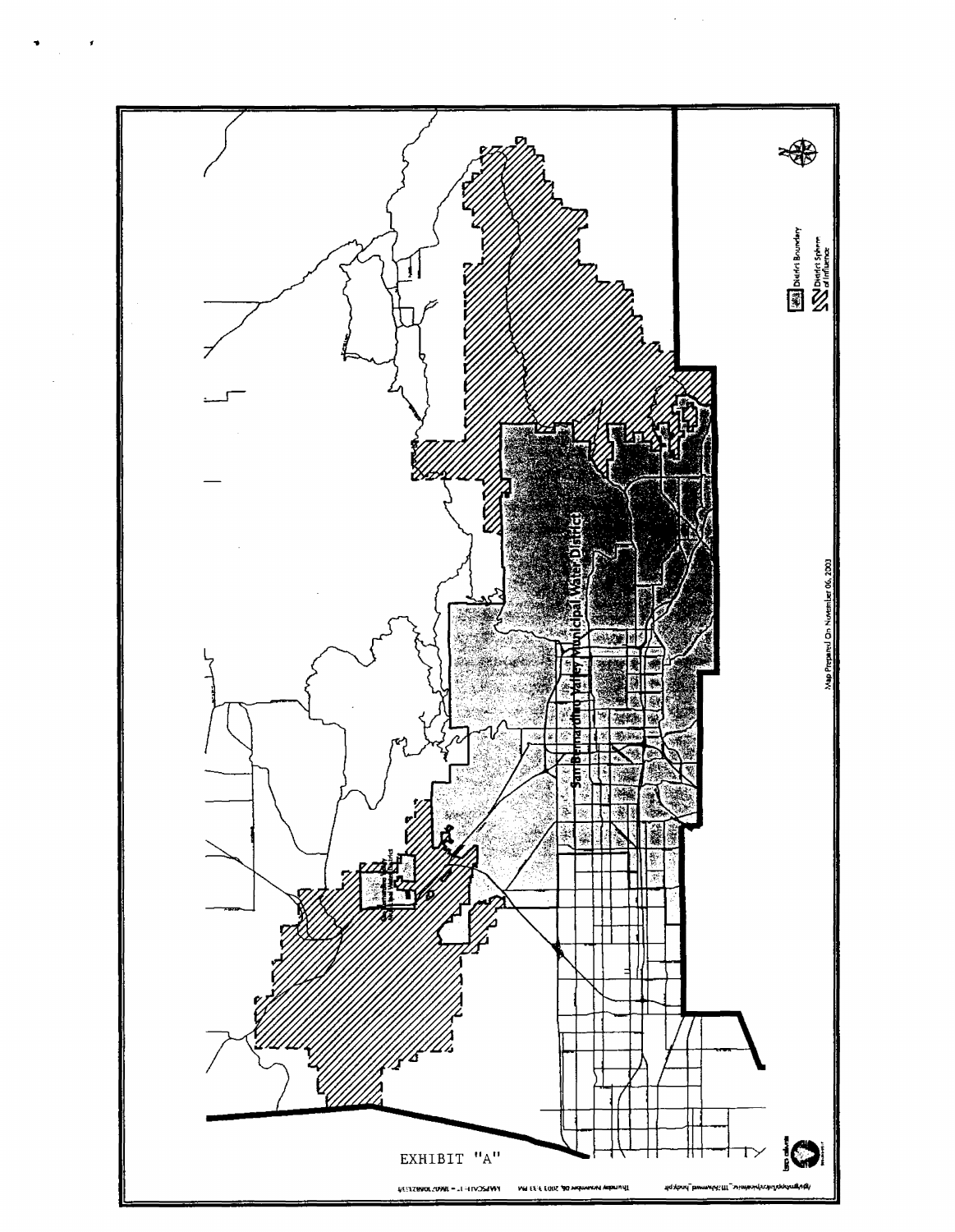EXHIBIT "A"

San Bernardino Valley Municipal Water District

District Boundary

District Sphere of Influence

Map Prepared On November 06, 2003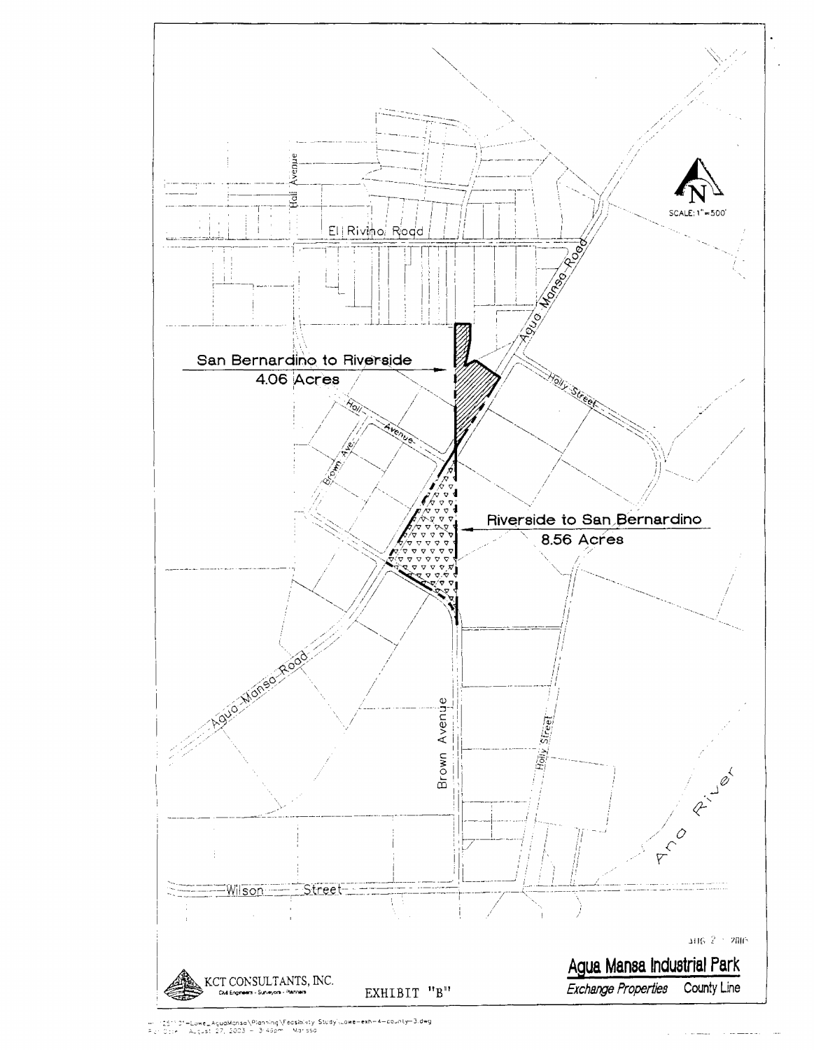San Bernardino to Riverside
4.06 Acres

Riverside to San Bernardino
8.56 Acres

Hall Avenue

El Rivino Road

Agua Mansa Road

Holly Street

Hall Avenue

Brown Ave.

Brown Avenue

Holly Street

Ana River

Wilson Street

SCALE: 1"=500'

N

AUG 2 7 2003

KCT CONSULTANTS, INC.
Civil Engineers - Surveyors - Planners

EXHIBIT "B"

**Agua Mansa Industrial Park**

*Exchange Properties* County Line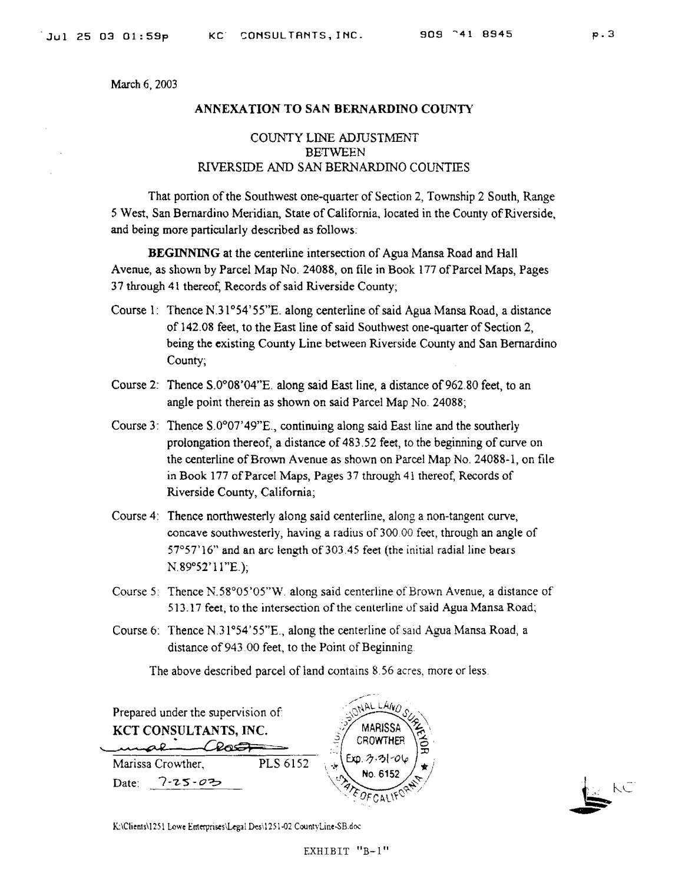March 6, 2003

**ANNEXATION TO SAN BERNARDINO COUNTY**

COUNTY LINE ADJUSTMENT
BETWEEN
RIVERSIDE AND SAN BERNARDINO COUNTIES

That portion of the Southwest one-quarter of Section 2, Township 2 South, Range 5 West, San Bernardino Meridian, State of California, located in the County of Riverside, and being more particularly described as follows:

**BEGINNING** at the centerline intersection of Agua Mansa Road and Hall Avenue, as shown by Parcel Map No. 24088, on file in Book 177 of Parcel Maps, Pages 37 through 41 thereof, Records of said Riverside County;

Course 1: Thence N.31°54'55"E. along centerline of said Agua Mansa Road, a distance of 142.08 feet, to the East line of said Southwest one-quarter of Section 2, being the existing County Line between Riverside County and San Bernardino County;

Course 2: Thence S.0°08'04"E. along said East line, a distance of 962.80 feet, to an angle point therein as shown on said Parcel Map No. 24088;

Course 3: Thence S.0°07'49"E., continuing along said East line and the southerly prolongation thereof, a distance of 483.52 feet, to the beginning of curve on the centerline of Brown Avenue as shown on Parcel Map No. 24088-1, on file in Book 177 of Parcel Maps, Pages 37 through 41 thereof, Records of Riverside County, California;

Course 4: Thence northwesterly along said centerline, along a non-tangent curve, concave southwesterly, having a radius of 300.00 feet, through an angle of 57°57'16" and an arc length of 303.45 feet (the initial radial line bears N.89°52'11"E.);

Course 5: Thence N.58°05'05"W. along said centerline of Brown Avenue, a distance of 513.17 feet, to the intersection of the centerline of said Agua Mansa Road;

Course 6: Thence N.31°54'55"E., along the centerline of said Agua Mansa Road, a distance of 943.00 feet, to the Point of Beginning.

The above described parcel of land contains 8.56 acres, more or less.

Prepared under the supervision of:
**KCT CONSULTANTS, INC.**

Marissa Crowther, PLS 6152

Date: 7-25-03

PROFESSIONAL LAND SURVEYOR
MARISSA CROWTHER
Exp. 3-31-06
No. 6152
STATE OF CALIFORNIA

K:\Clients\1251 Lowe Enterprises\Legal Des\1251-02 CountyLine-SB.doc

EXHIBIT "B-1"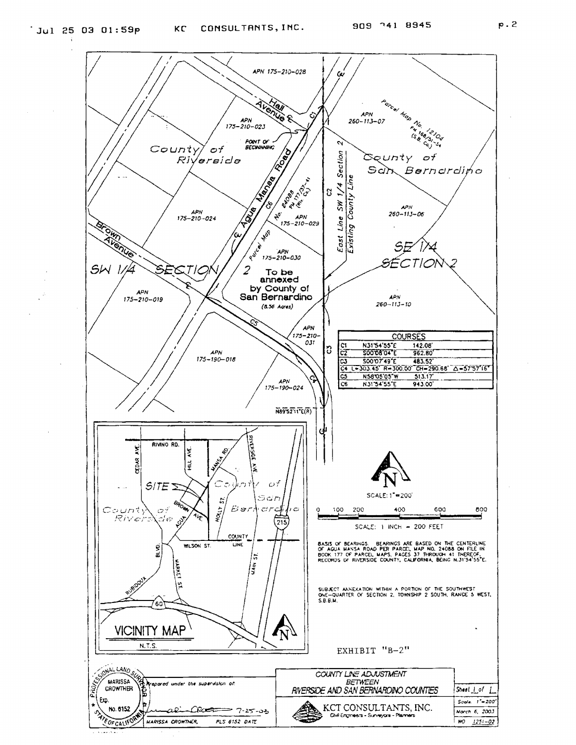Jul 25 03 01:59p KC CONSULTANTS, INC. 909 741 8945 p.2

APN 175-210-028

Hall Avenue ℄

APN 175-210-023

POINT OF BEGINNING

County of Riverside

Agua Mansa Road

APN 175-210-024

Brown Avenue

SW 1/4 SECTION 2

APN 175-210-019

APN 175-190-018

APN 175-190-024

Parcel Map No. 24088 PM 177/37-41 (Riv. Co.)

APN 175-210-029

APN 175-210-030

To be annexed by County of San Bernardino (8.56 Acres)

APN 175-210-031

East Line SW 1/4 Section 2

Existing County Line

APN 260-113-07

Parcel Map No. 12104 PM 168/51-54 (S.B. Co.)

County of San Bernardino

APN 260-113-06

SE 1/4 SECTION 2

APN 260-113-10

N89°52'11"E(R)

| COURSES | | |
|---|---|---|
| C1 | N31°54'55"E | 142.08' |
| C2 | S00°08'04"E | 962.80' |
| C3 | S00°07'49"E | 483.52' |
| C4 | L=303.45' R=300.00' CH=290.68' | Δ=57°57'16" |
| C5 | N58°05'05"W | 513.17' |
| C6 | N31°54'55"E | 943.00' |

SCALE: 1"=200'

0 100 200 400 600 800

SCALE: 1 INCH = 200 FEET

BASIS OF BEARINGS: BEARINGS ARE BASED ON THE CENTERLINE OF AGUA MANSA ROAD PER PARCEL MAP NO. 24088 ON FILE IN BOOK 177 OF PARCEL MAPS, PAGES 37 THROUGH 41 THEREOF, RECORDS OF RIVERSIDE COUNTY, CALIFORNIA, BEING N.31°54'55"E.

SUBJECT ANNEXATION WITHIN A PORTION OF THE SOUTHWEST ONE-QUARTER OF SECTION 2, TOWNSHIP 2 SOUTH, RANGE 5 WEST, S.B.B.M.

VICINITY MAP

N.T.S.

RIVINO RD. CEDAR AVE. HILL AVE. MANSA RD. RIVERSIDE AVE. SITE County of San Bernardino County of Riverside BROWN AVE. AGUA HOLLY ST. 215 COUNTY LINE WILSON ST. BLVD. MARKET ST. MAIN ST. RUBIDOUX 60

EXHIBIT "B-2"

COUNTY LINE ADJUSTMENT BETWEEN RIVERSIDE AND SAN BERNARDINO COUNTIES

Sheet 1 of 1

Scale 1"=200'

March 6, 2003

WO 1251-02

KCT CONSULTANTS, INC.
Civil Engineers - Surveyors - Planners

Prepared under the supervision of:

7-25-03

MARISSA CROWTHER, PLS 6152 DATE

PROFESSIONAL LAND SURVEYOR MARISSA CROWTHER Exp. No. 6152 STATE OF CALIFORNIA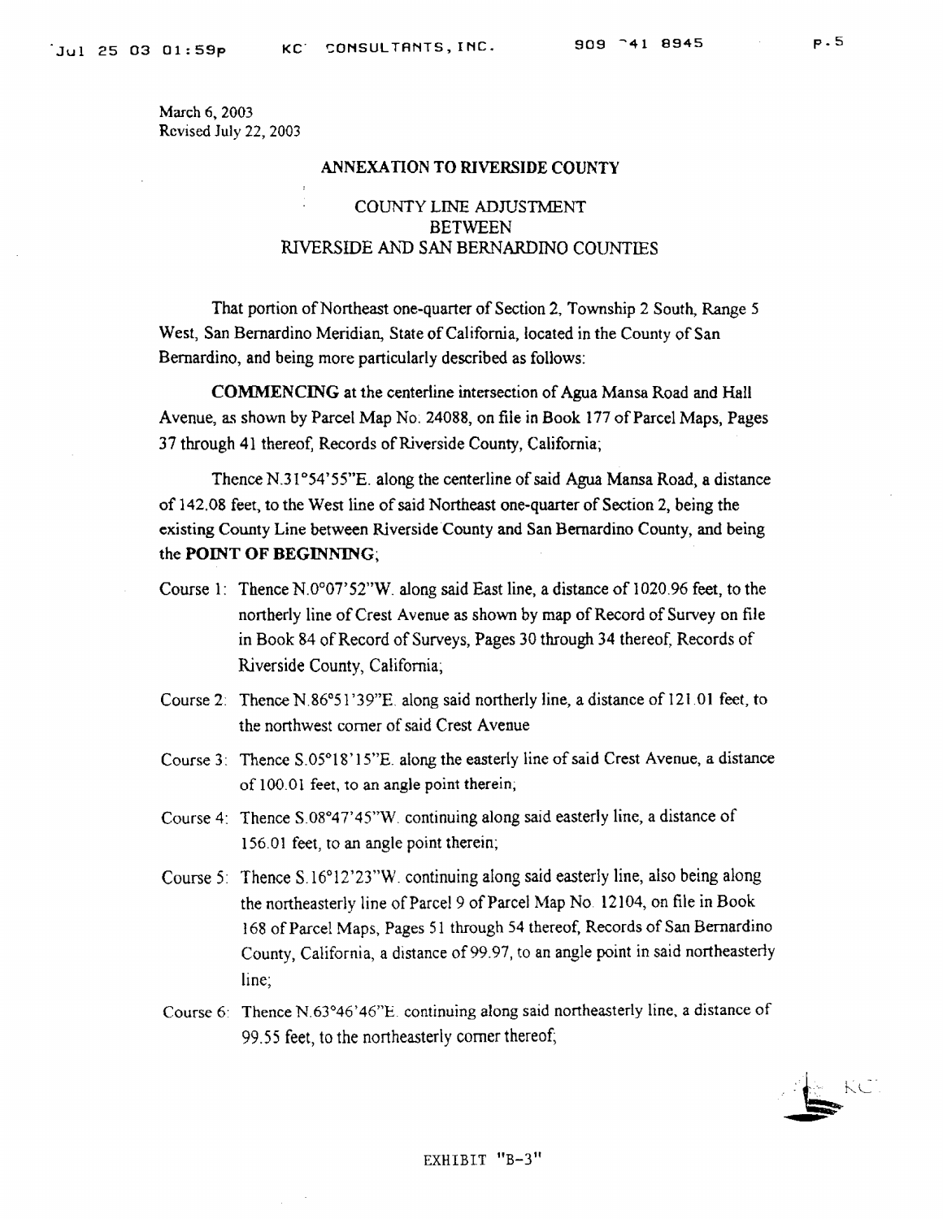March 6, 2003
Revised July 22, 2003

## ANNEXATION TO RIVERSIDE COUNTY

### COUNTY LINE ADJUSTMENT
### BETWEEN
### RIVERSIDE AND SAN BERNARDINO COUNTIES

That portion of Northeast one-quarter of Section 2, Township 2 South, Range 5 West, San Bernardino Meridian, State of California, located in the County of San Bernardino, and being more particularly described as follows:

**COMMENCING** at the centerline intersection of Agua Mansa Road and Hall Avenue, as shown by Parcel Map No. 24088, on file in Book 177 of Parcel Maps, Pages 37 through 41 thereof, Records of Riverside County, California;

Thence N.31°54'55"E. along the centerline of said Agua Mansa Road, a distance of 142.08 feet, to the West line of said Northeast one-quarter of Section 2, being the existing County Line between Riverside County and San Bernardino County, and being the **POINT OF BEGINNING**;

Course 1: Thence N.0°07'52"W. along said East line, a distance of 1020.96 feet, to the northerly line of Crest Avenue as shown by map of Record of Survey on file in Book 84 of Record of Surveys, Pages 30 through 34 thereof, Records of Riverside County, California;

Course 2: Thence N.86°51'39"E. along said northerly line, a distance of 121.01 feet, to the northwest corner of said Crest Avenue

Course 3: Thence S.05°18'15"E. along the easterly line of said Crest Avenue, a distance of 100.01 feet, to an angle point therein;

Course 4: Thence S.08°47'45"W. continuing along said easterly line, a distance of 156.01 feet, to an angle point therein;

Course 5: Thence S.16°12'23"W. continuing along said easterly line, also being along the northeasterly line of Parcel 9 of Parcel Map No. 12104, on file in Book 168 of Parcel Maps, Pages 51 through 54 thereof, Records of San Bernardino County, California, a distance of 99.97, to an angle point in said northeasterly line;

Course 6: Thence N.63°46'46"E. continuing along said northeasterly line, a distance of 99.55 feet, to the northeasterly corner thereof;

EXHIBIT "B-3"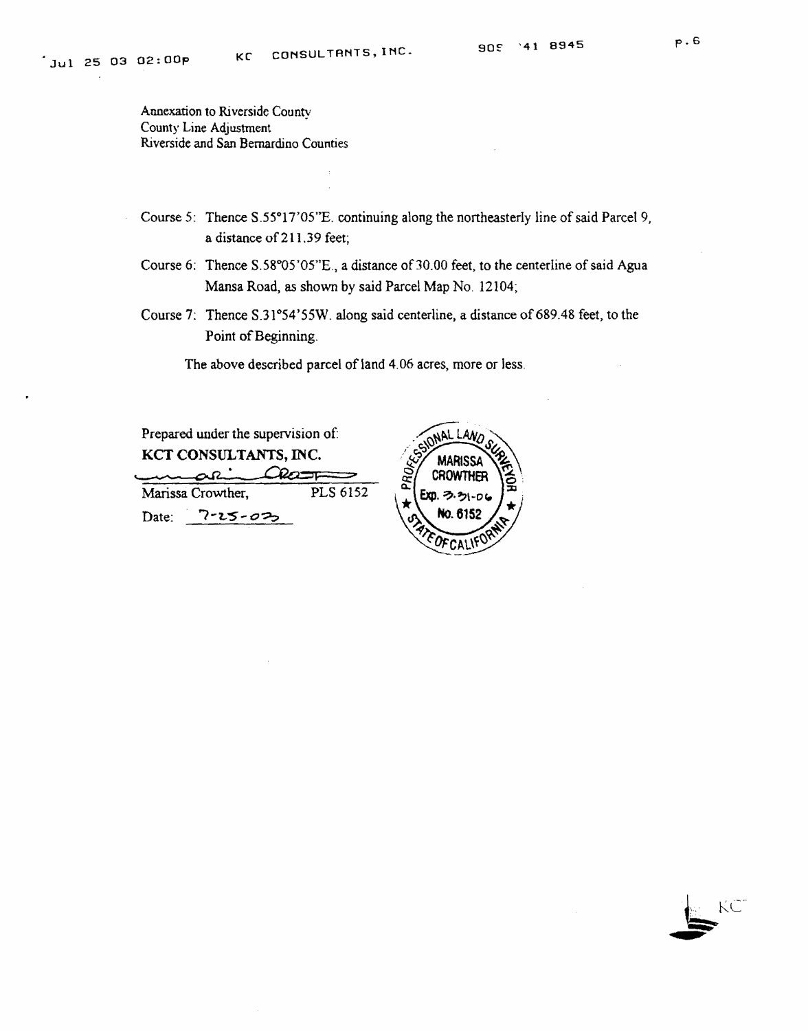Annexation to Riverside County
County Line Adjustment
Riverside and San Bernardino Counties

Course 5: Thence S.55°17'05"E. continuing along the northeasterly line of said Parcel 9, a distance of 211.39 feet;

Course 6: Thence S.58°05'05"E., a distance of 30.00 feet, to the centerline of said Agua Mansa Road, as shown by said Parcel Map No. 12104;

Course 7: Thence S.31°54'55W. along said centerline, a distance of 689.48 feet, to the Point of Beginning.

The above described parcel of land 4.06 acres, more or less.

Prepared under the supervision of:
**KCT CONSULTANTS, INC.**

Marissa Crowther, PLS 6152

Date: 7-25-03

PROFESSIONAL LAND SURVEYOR
MARISSA CROWTHER
Exp. 3-31-06
No. 6152
STATE OF CALIFORNIA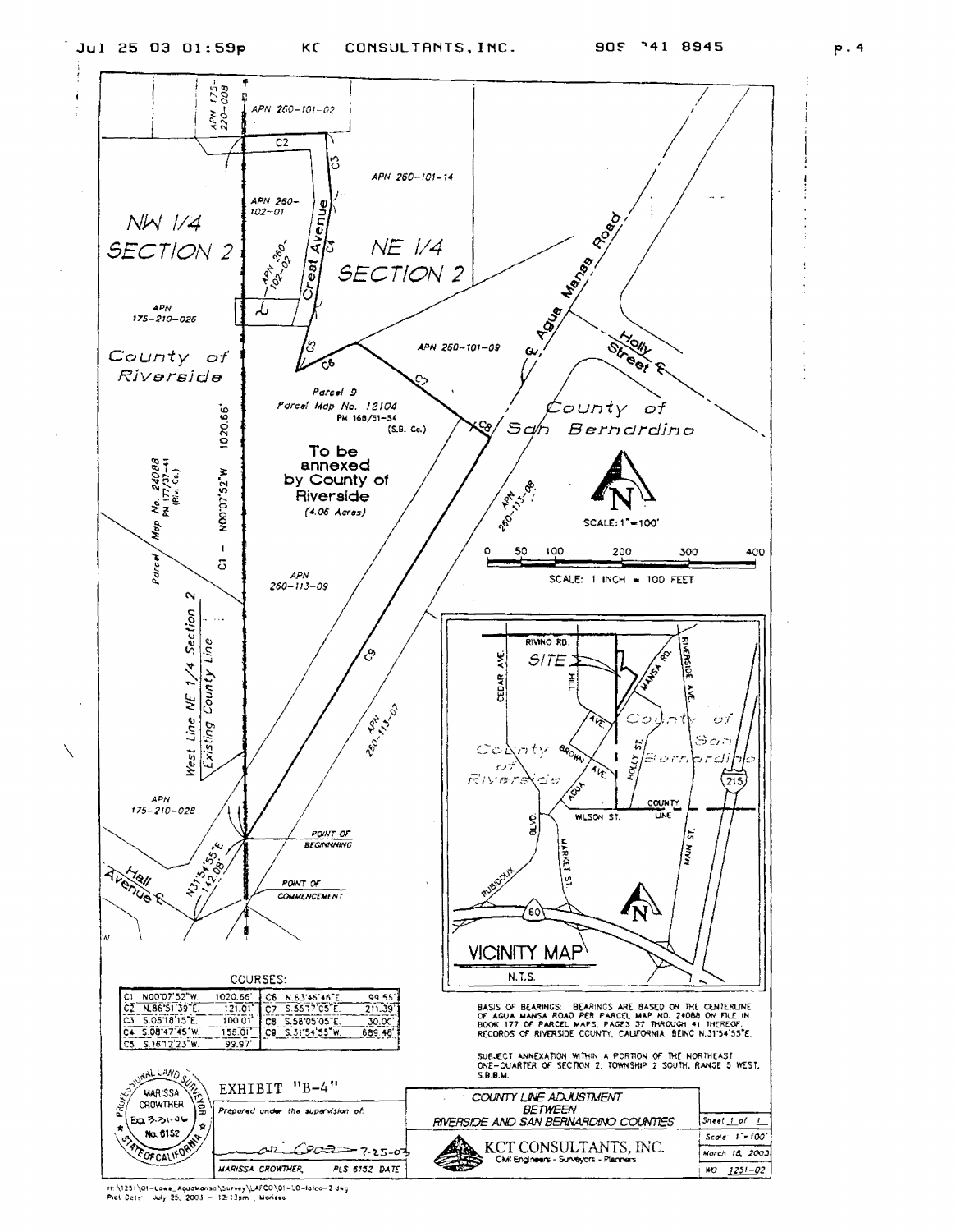NW 1/4 SECTION 2

NE 1/4 SECTION 2

APN 175-220-008

APN 260-101-02

APN 260-101-14

APN 260-102-01

APN 260-102-02

Crest Avenue

APN 175-210-026

County of Riverside

Agua Mansa Road

Holly Street ℄

APN 260-101-09

Parcel 9
Parcel Map No. 12104
PM 168/51-54
(S.B. Co.)

County of San Bernardino

To be annexed by County of Riverside
(4.06 Acres)

APN 260-113-08

Parcel Map No. 24088
PM 177/37-41
(Riv. Co.)

C1 - N00°07'52"W 1020.66'

APN 260-113-09

APN 260-113-07

West Line NE 1/4 Section 2
Existing County Line

APN 175-210-028

POINT OF BEGINNING

POINT OF COMMENCEMENT

N31°54'55"E 142.08'

Hall Avenue ℄

SCALE: 1"=100'

0 50 100 200 300 400

SCALE: 1 INCH = 100 FEET

VICINITY MAP
N.T.S.

RIVINO RD. — SITE — CEDAR AVE. — HILL — MANSA RD. — RIVERSIDE AVE. — AVE. — County of San Bernardino — County of Riverside — BROWN AVE. — HOLLY ST. — 215 — AGUA — COUNTY LINE — WILSON ST. — BLVD. — MARKET ST. — MAIN ST. — RUBIDOUX — 60

COURSES:

| | | | | | |
|---|---|---|---|---|---|
| C1 | N00°07'52"W. | 1020.66' | C6 | N.63°46'46"E. | 99.55' |
| C2 | N.86°51'39"E. | 121.01' | C7 | S.55°17'05"E. | 211.39' |
| C3 | S.05°18'15"E. | 100.01' | C8 | S.58°05'05"E. | 30.00' |
| C4 | S.08°47'45"W. | 156.01' | C9 | S.31°54'55"W. | 689.48' |
| C5 | S.16°12'23"W. | 99.97' | | | |

BASIS OF BEARINGS: BEARINGS ARE BASED ON THE CENTERLINE OF AGUA MANSA ROAD PER PARCEL MAP NO. 24088 ON FILE IN BOOK 177 OF PARCEL MAPS, PAGES 37 THROUGH 41 THEREOF, RECORDS OF RIVERSIDE COUNTY, CALIFORNIA, BEING N.31°54'55"E.

SUBJECT ANNEXATION WITHIN A PORTION OF THE NORTHEAST ONE-QUARTER OF SECTION 2, TOWNSHIP 2 SOUTH, RANGE 5 WEST, S.B.B.M.

PROFESSIONAL LAND SURVEYOR
MARISSA CROWTHER
Exp. 3-31-06
No. 6152
STATE OF CALIFORNIA

EXHIBIT "B-4"

Prepared under the supervision of:

7-25-03

MARISSA CROWTHER, PLS 6152 DATE

COUNTY LINE ADJUSTMENT BETWEEN RIVERSIDE AND SAN BERNARDINO COUNTIES

KCT CONSULTANTS, INC.
Civil Engineers - Surveyors - Planners

Sheet 1 of 1

Scale 1"=100'

March 18, 2003

WO 1251-02

H:\1251\01-Lowe_AguaMansa\Survey\LAFCO\01-LO-lafco-2.dwg
Plot Date July 25, 2003 - 12:13pm | Marissa